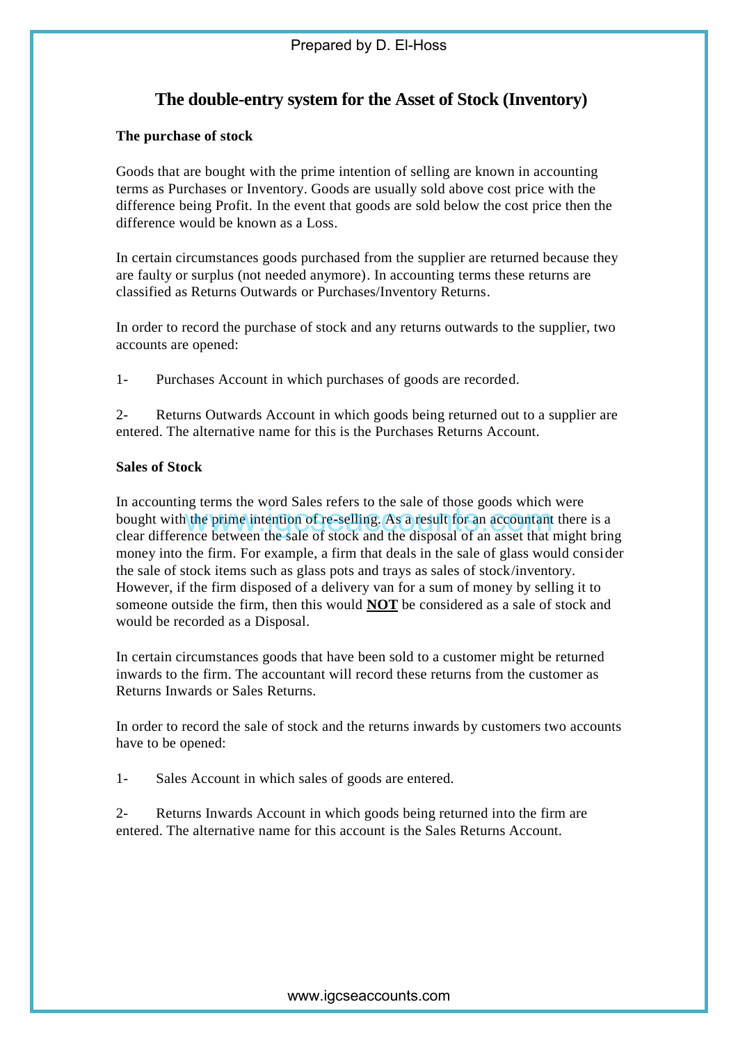# The double-entry system for the Asset of Stock (Inventory)

**The purchase of stock**

Goods that are bought with the prime intention of selling are known in accounting terms as Purchases or Inventory. Goods are usually sold above cost price with the difference being Profit. In the event that goods are sold below the cost price then the difference would be known as a Loss.

In certain circumstances goods purchased from the supplier are returned because they are faulty or surplus (not needed anymore). In accounting terms these returns are classified as Returns Outwards or Purchases/Inventory Returns.

In order to record the purchase of stock and any returns outwards to the supplier, two accounts are opened:

1- Purchases Account in which purchases of goods are recorded.

2- Returns Outwards Account in which goods being returned out to a supplier are entered. The alternative name for this is the Purchases Returns Account.

**Sales of Stock**

In accounting terms the word Sales refers to the sale of those goods which were bought with the prime intention of re-selling. As a result for an accountant there is a clear difference between the sale of stock and the disposal of an asset that might bring money into the firm. For example, a firm that deals in the sale of glass would consider the sale of stock items such as glass pots and trays as sales of stock/inventory. However, if the firm disposed of a delivery van for a sum of money by selling it to someone outside the firm, then this would **NOT** be considered as a sale of stock and would be recorded as a Disposal.

In certain circumstances goods that have been sold to a customer might be returned inwards to the firm. The accountant will record these returns from the customer as Returns Inwards or Sales Returns.

In order to record the sale of stock and the returns inwards by customers two accounts have to be opened:

1- Sales Account in which sales of goods are entered.

2- Returns Inwards Account in which goods being returned into the firm are entered. The alternative name for this account is the Sales Returns Account.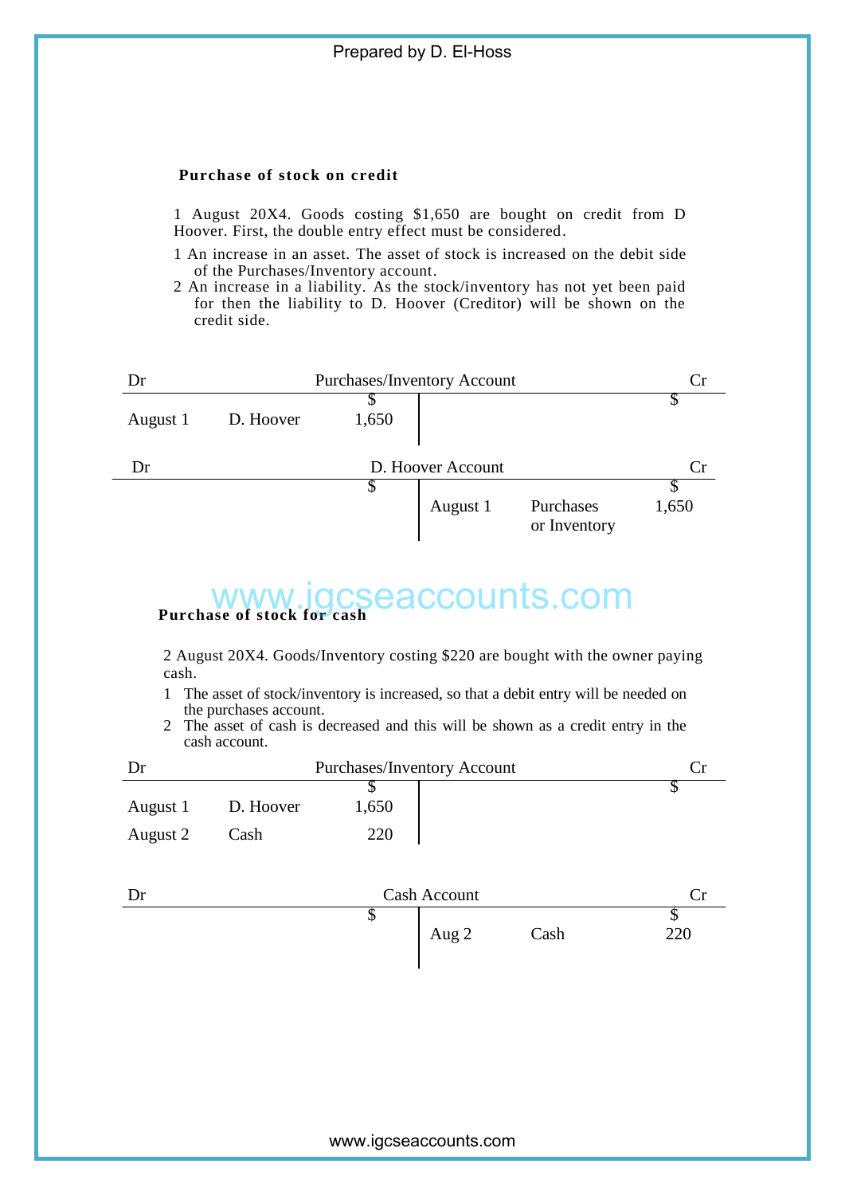**Purchase of stock on credit**

1 August 20X4. Goods costing $1,650 are bought on credit from D Hoover. First, the double entry effect must be considered.

1 An increase in an asset. The asset of stock is increased on the debit side of the Purchases/Inventory account.
2 An increase in a liability. As the stock/inventory has not yet been paid for then the liability to D. Hoover (Creditor) will be shown on the credit side.

**Dr — Purchases/Inventory Account — Cr**

| | | $ | | | $ |
|---|---|---|---|---|---|
| August 1 | D. Hoover | 1,650 | | | |

**Dr — D. Hoover Account — Cr**

| | | $ | | | $ |
|---|---|---|---|---|---|
| | | | August 1 | Purchases or Inventory | 1,650 |

**Purchase of stock for cash**

2 August 20X4. Goods/Inventory costing $220 are bought with the owner paying cash.

1 The asset of stock/inventory is increased, so that a debit entry will be needed on the purchases account.
2 The asset of cash is decreased and this will be shown as a credit entry in the cash account.

**Dr — Purchases/Inventory Account — Cr**

| | | $ | | | $ |
|---|---|---|---|---|---|
| August 1 | D. Hoover | 1,650 | | | |
| August 2 | Cash | 220 | | | |

**Dr — Cash Account — Cr**

| | | $ | | | $ |
|---|---|---|---|---|---|
| | | | Aug 2 | Cash | 220 |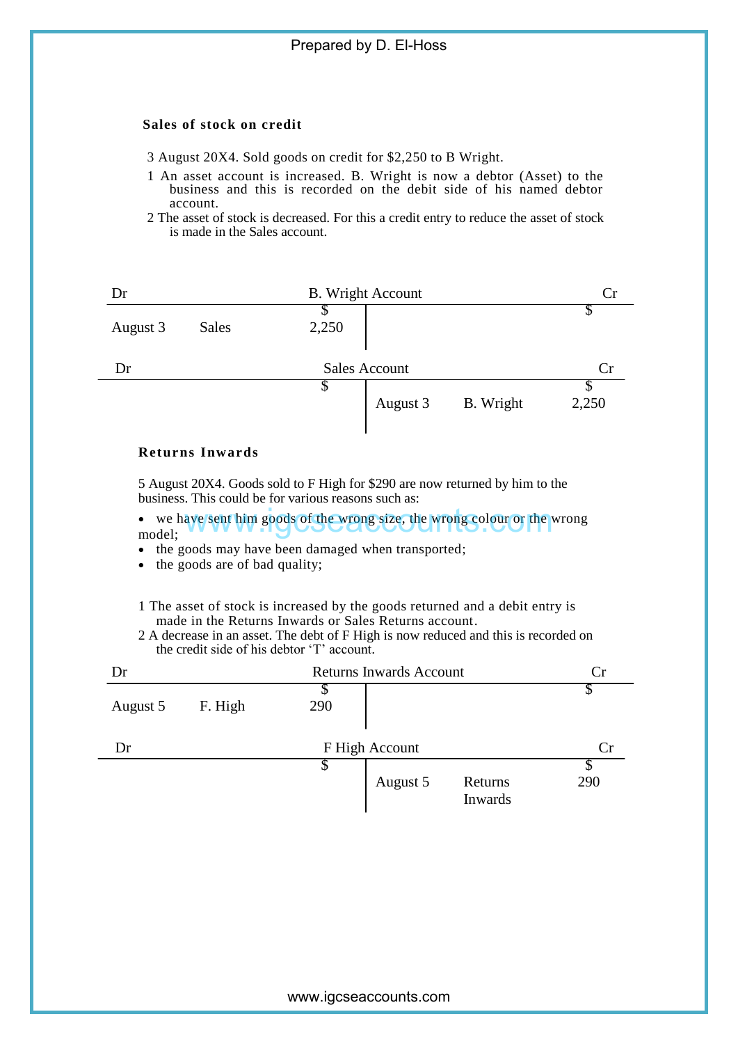**Sales of stock on credit**

3 August 20X4. Sold goods on credit for $2,250 to B Wright.

1 An asset account is increased. B. Wright is now a debtor (Asset) to the business and this is recorded on the debit side of his named debtor account.

2 The asset of stock is decreased. For this a credit entry to reduce the asset of stock is made in the Sales account.

**B. Wright Account**

| Dr | | | | | Cr |
|---|---|---|---|---|---|
| | | $ | | | $ |
| August 3 | Sales | 2,250 | | | |

**Sales Account**

| Dr | | | | | Cr |
|---|---|---|---|---|---|
| | | $ | | | $ |
| | | | August 3 | B. Wright | 2,250 |

**Returns Inwards**

5 August 20X4. Goods sold to F High for $290 are now returned by him to the business. This could be for various reasons such as:

- we have sent him goods of the wrong size, the wrong colour or the wrong model;
- the goods may have been damaged when transported;
- the goods are of bad quality;

1 The asset of stock is increased by the goods returned and a debit entry is made in the Returns Inwards or Sales Returns account.

2 A decrease in an asset. The debt of F High is now reduced and this is recorded on the credit side of his debtor 'T' account.

**Returns Inwards Account**

| Dr | | | | | Cr |
|---|---|---|---|---|---|
| | | $ | | | $ |
| August 5 | F. High | 290 | | | |

**F High Account**

| Dr | | | | | Cr |
|---|---|---|---|---|---|
| | | $ | | | $ |
| | | | August 5 | Returns Inwards | 290 |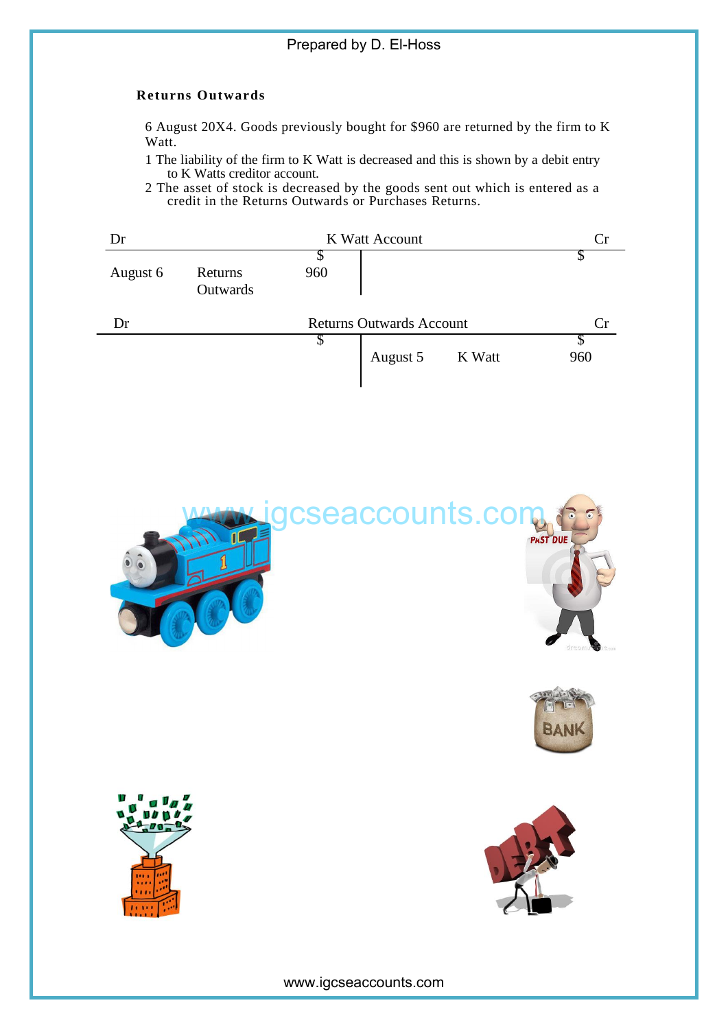## Returns Outwards

6 August 20X4. Goods previously bought for $960 are returned by the firm to K Watt.

1 The liability of the firm to K Watt is decreased and this is shown by a debit entry to K Watts creditor account.

2 The asset of stock is decreased by the goods sent out which is entered as a credit in the Returns Outwards or Purchases Returns.

**K Watt Account**

| Dr | | | | | Cr |
|---|---|---|---|---|---|
| | | $ | | | $ |
| August 6 | Returns Outwards | 960 | | | |

**Returns Outwards Account**

| Dr | | | | | Cr |
|---|---|---|---|---|---|
| | | $ | | | $ |
| | | | August 5 | K Watt | 960 |